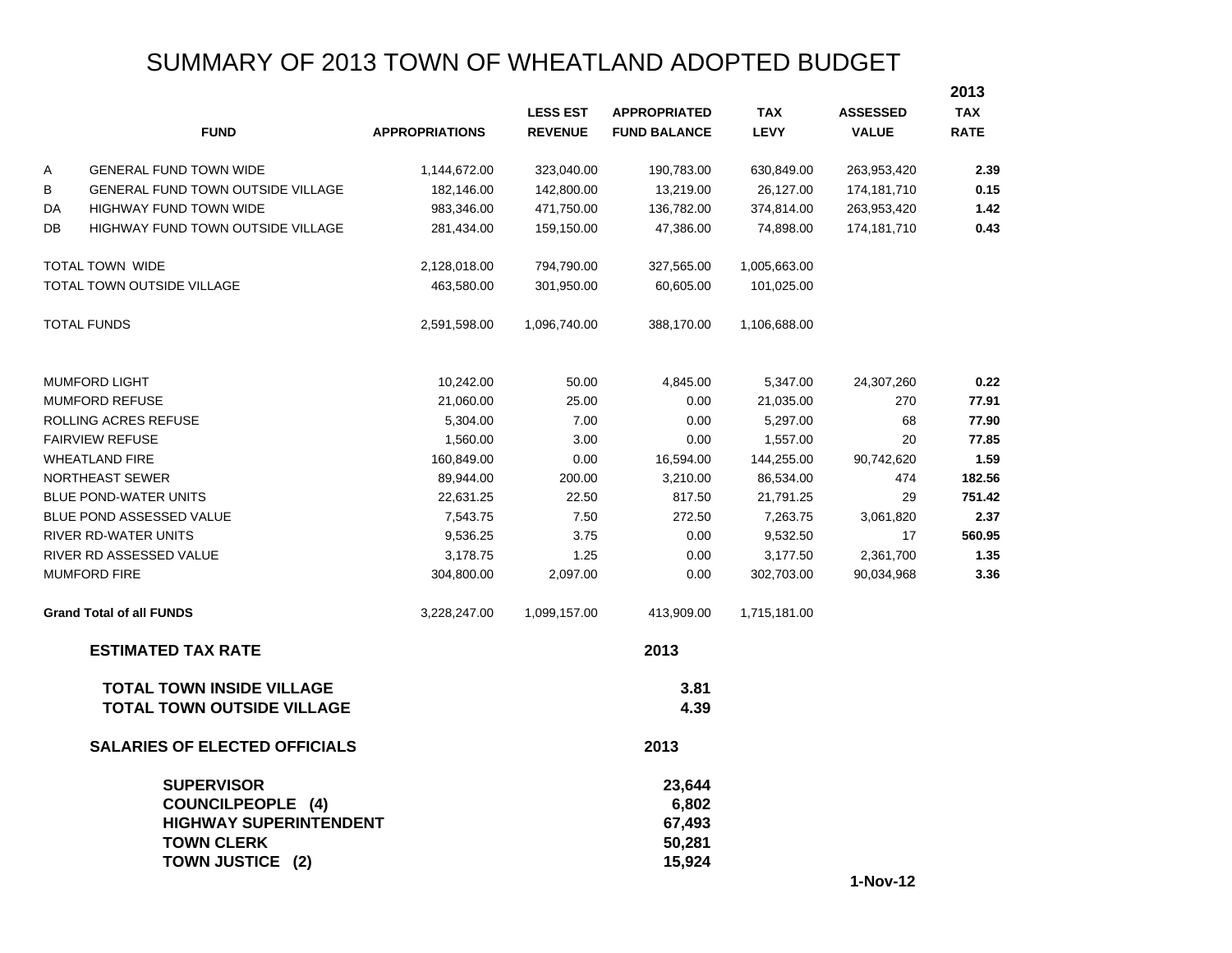# SUMMARY OF 2013 TOWN OF WHEATLAND ADOPTED BUDGET

| | FUND | APPROPRIATIONS | LESS EST REVENUE | APPROPRIATED FUND BALANCE | TAX LEVY | ASSESSED VALUE | 2013 TAX RATE |
|---|---|---|---|---|---|---|---|
| A | GENERAL FUND TOWN WIDE | 1,144,672.00 | 323,040.00 | 190,783.00 | 630,849.00 | 263,953,420 | **2.39** |
| B | GENERAL FUND TOWN OUTSIDE VILLAGE | 182,146.00 | 142,800.00 | 13,219.00 | 26,127.00 | 174,181,710 | **0.15** |
| DA | HIGHWAY FUND TOWN WIDE | 983,346.00 | 471,750.00 | 136,782.00 | 374,814.00 | 263,953,420 | **1.42** |
| DB | HIGHWAY FUND TOWN OUTSIDE VILLAGE | 281,434.00 | 159,150.00 | 47,386.00 | 74,898.00 | 174,181,710 | **0.43** |
| TOTAL TOWN WIDE | | 2,128,018.00 | 794,790.00 | 327,565.00 | 1,005,663.00 | | |
| TOTAL TOWN OUTSIDE VILLAGE | | 463,580.00 | 301,950.00 | 60,605.00 | 101,025.00 | | |
| TOTAL FUNDS | | 2,591,598.00 | 1,096,740.00 | 388,170.00 | 1,106,688.00 | | |
| MUMFORD LIGHT | | 10,242.00 | 50.00 | 4,845.00 | 5,347.00 | 24,307,260 | **0.22** |
| MUMFORD REFUSE | | 21,060.00 | 25.00 | 0.00 | 21,035.00 | 270 | **77.91** |
| ROLLING ACRES REFUSE | | 5,304.00 | 7.00 | 0.00 | 5,297.00 | 68 | **77.90** |
| FAIRVIEW REFUSE | | 1,560.00 | 3.00 | 0.00 | 1,557.00 | 20 | **77.85** |
| WHEATLAND FIRE | | 160,849.00 | 0.00 | 16,594.00 | 144,255.00 | 90,742,620 | **1.59** |
| NORTHEAST SEWER | | 89,944.00 | 200.00 | 3,210.00 | 86,534.00 | 474 | **182.56** |
| BLUE POND-WATER UNITS | | 22,631.25 | 22.50 | 817.50 | 21,791.25 | 29 | **751.42** |
| BLUE POND ASSESSED VALUE | | 7,543.75 | 7.50 | 272.50 | 7,263.75 | 3,061,820 | **2.37** |
| RIVER RD-WATER UNITS | | 9,536.25 | 3.75 | 0.00 | 9,532.50 | 17 | **560.95** |
| RIVER RD ASSESSED VALUE | | 3,178.75 | 1.25 | 0.00 | 3,177.50 | 2,361,700 | **1.35** |
| MUMFORD FIRE | | 304,800.00 | 2,097.00 | 0.00 | 302,703.00 | 90,034,968 | **3.36** |
| **Grand Total of all FUNDS** | | 3,228,247.00 | 1,099,157.00 | 413,909.00 | 1,715,181.00 | | |

| **ESTIMATED TAX RATE** | **2013** |
|---|---|
| **TOTAL TOWN INSIDE VILLAGE** | **3.81** |
| **TOTAL TOWN OUTSIDE VILLAGE** | **4.39** |

| **SALARIES OF ELECTED OFFICIALS** | **2013** |
|---|---|
| **SUPERVISOR** | **23,644** |
| **COUNCILPEOPLE (4)** | **6,802** |
| **HIGHWAY SUPERINTENDENT** | **67,493** |
| **TOWN CLERK** | **50,281** |
| **TOWN JUSTICE (2)** | **15,924** |

**1-Nov-12**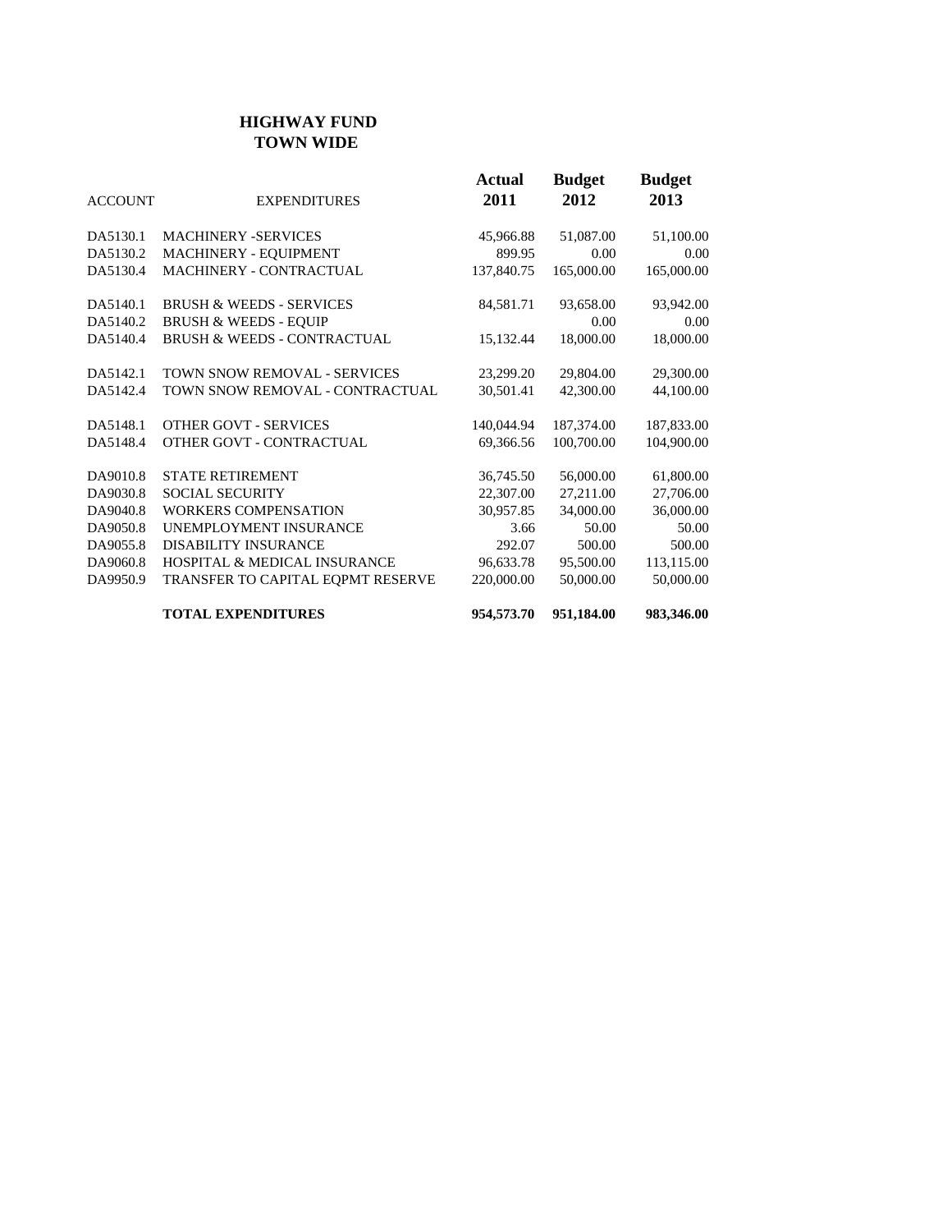## HIGHWAY FUND
## TOWN WIDE

| ACCOUNT | EXPENDITURES | Actual 2011 | Budget 2012 | Budget 2013 |
|---|---|---|---|---|
| DA5130.1 | MACHINERY -SERVICES | 45,966.88 | 51,087.00 | 51,100.00 |
| DA5130.2 | MACHINERY - EQUIPMENT | 899.95 | 0.00 | 0.00 |
| DA5130.4 | MACHINERY - CONTRACTUAL | 137,840.75 | 165,000.00 | 165,000.00 |
| DA5140.1 | BRUSH & WEEDS - SERVICES | 84,581.71 | 93,658.00 | 93,942.00 |
| DA5140.2 | BRUSH & WEEDS - EQUIP | | 0.00 | 0.00 |
| DA5140.4 | BRUSH & WEEDS - CONTRACTUAL | 15,132.44 | 18,000.00 | 18,000.00 |
| DA5142.1 | TOWN SNOW REMOVAL - SERVICES | 23,299.20 | 29,804.00 | 29,300.00 |
| DA5142.4 | TOWN SNOW REMOVAL - CONTRACTUAL | 30,501.41 | 42,300.00 | 44,100.00 |
| DA5148.1 | OTHER GOVT - SERVICES | 140,044.94 | 187,374.00 | 187,833.00 |
| DA5148.4 | OTHER GOVT - CONTRACTUAL | 69,366.56 | 100,700.00 | 104,900.00 |
| DA9010.8 | STATE RETIREMENT | 36,745.50 | 56,000.00 | 61,800.00 |
| DA9030.8 | SOCIAL SECURITY | 22,307.00 | 27,211.00 | 27,706.00 |
| DA9040.8 | WORKERS COMPENSATION | 30,957.85 | 34,000.00 | 36,000.00 |
| DA9050.8 | UNEMPLOYMENT INSURANCE | 3.66 | 50.00 | 50.00 |
| DA9055.8 | DISABILITY INSURANCE | 292.07 | 500.00 | 500.00 |
| DA9060.8 | HOSPITAL & MEDICAL INSURANCE | 96,633.78 | 95,500.00 | 113,115.00 |
| DA9950.9 | TRANSFER TO CAPITAL EQPMT RESERVE | 220,000.00 | 50,000.00 | 50,000.00 |
| | **TOTAL EXPENDITURES** | **954,573.70** | **951,184.00** | **983,346.00** |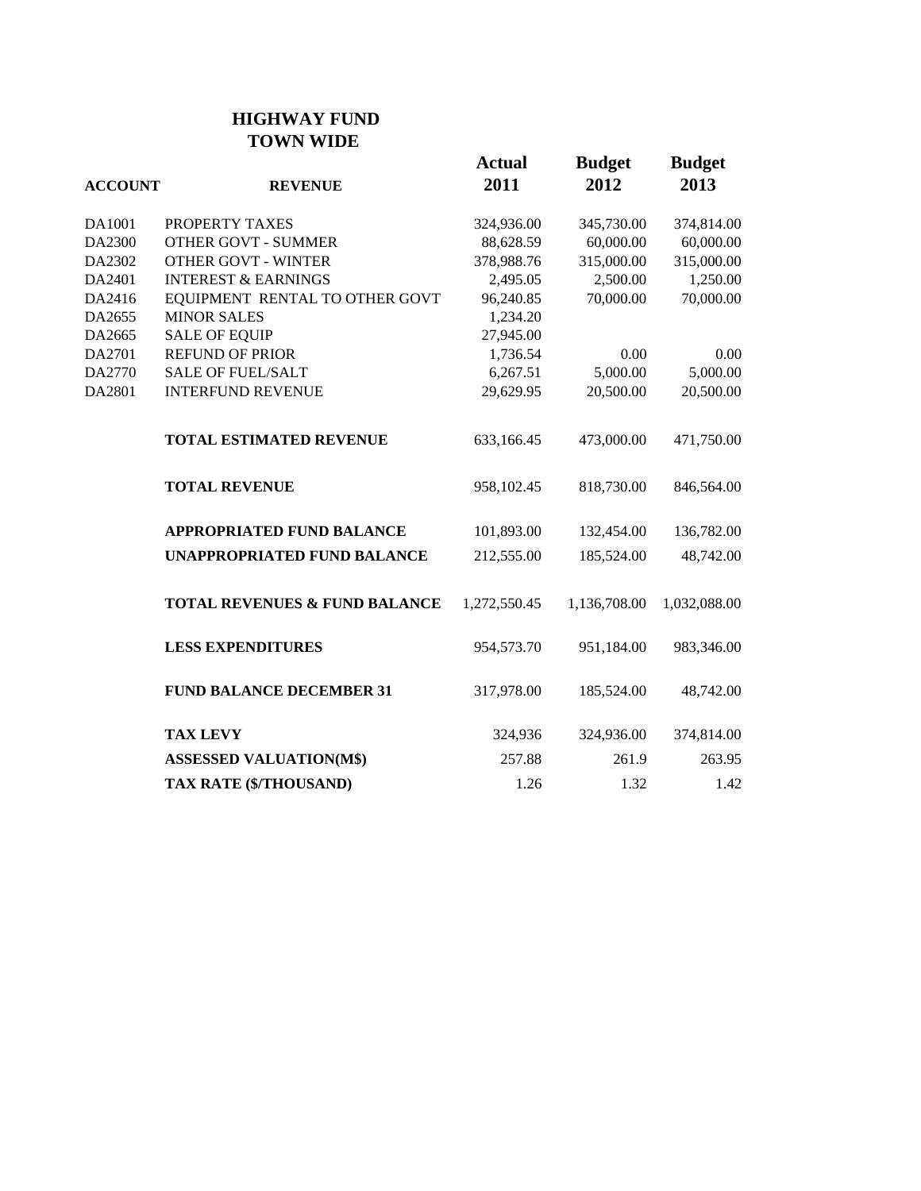## HIGHWAY FUND
## TOWN WIDE

| ACCOUNT | REVENUE | Actual 2011 | Budget 2012 | Budget 2013 |
|---|---|---|---|---|
| DA1001 | PROPERTY TAXES | 324,936.00 | 345,730.00 | 374,814.00 |
| DA2300 | OTHER GOVT - SUMMER | 88,628.59 | 60,000.00 | 60,000.00 |
| DA2302 | OTHER GOVT - WINTER | 378,988.76 | 315,000.00 | 315,000.00 |
| DA2401 | INTEREST & EARNINGS | 2,495.05 | 2,500.00 | 1,250.00 |
| DA2416 | EQUIPMENT RENTAL TO OTHER GOVT | 96,240.85 | 70,000.00 | 70,000.00 |
| DA2655 | MINOR SALES | 1,234.20 | | |
| DA2665 | SALE OF EQUIP | 27,945.00 | | |
| DA2701 | REFUND OF PRIOR | 1,736.54 | 0.00 | 0.00 |
| DA2770 | SALE OF FUEL/SALT | 6,267.51 | 5,000.00 | 5,000.00 |
| DA2801 | INTERFUND REVENUE | 29,629.95 | 20,500.00 | 20,500.00 |
| | **TOTAL ESTIMATED REVENUE** | 633,166.45 | 473,000.00 | 471,750.00 |
| | **TOTAL REVENUE** | 958,102.45 | 818,730.00 | 846,564.00 |
| | **APPROPRIATED FUND BALANCE** | 101,893.00 | 132,454.00 | 136,782.00 |
| | **UNAPPROPRIATED FUND BALANCE** | 212,555.00 | 185,524.00 | 48,742.00 |
| | **TOTAL REVENUES & FUND BALANCE** | 1,272,550.45 | 1,136,708.00 | 1,032,088.00 |
| | **LESS EXPENDITURES** | 954,573.70 | 951,184.00 | 983,346.00 |
| | **FUND BALANCE DECEMBER 31** | 317,978.00 | 185,524.00 | 48,742.00 |
| | **TAX LEVY** | 324,936 | 324,936.00 | 374,814.00 |
| | **ASSESSED VALUATION(M$)** | 257.88 | 261.9 | 263.95 |
| | **TAX RATE ($/THOUSAND)** | 1.26 | 1.32 | 1.42 |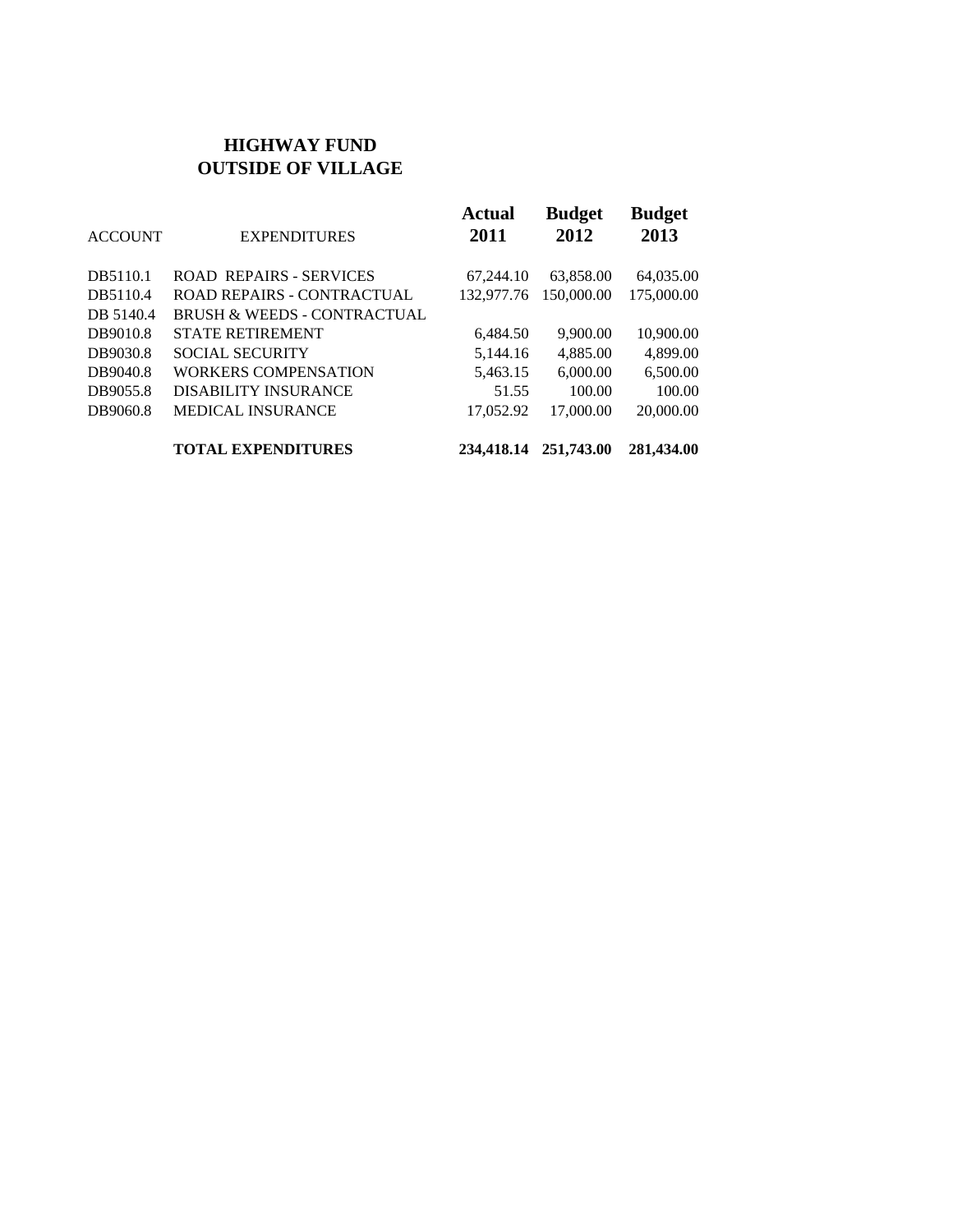# HIGHWAY FUND
# OUTSIDE OF VILLAGE

| ACCOUNT | EXPENDITURES | **Actual 2011** | **Budget 2012** | **Budget 2013** |
|---|---|---|---|---|
| DB5110.1 | ROAD REPAIRS - SERVICES | 67,244.10 | 63,858.00 | 64,035.00 |
| DB5110.4 | ROAD REPAIRS - CONTRACTUAL | 132,977.76 | 150,000.00 | 175,000.00 |
| DB 5140.4 | BRUSH & WEEDS - CONTRACTUAL | | | |
| DB9010.8 | STATE RETIREMENT | 6,484.50 | 9,900.00 | 10,900.00 |
| DB9030.8 | SOCIAL SECURITY | 5,144.16 | 4,885.00 | 4,899.00 |
| DB9040.8 | WORKERS COMPENSATION | 5,463.15 | 6,000.00 | 6,500.00 |
| DB9055.8 | DISABILITY INSURANCE | 51.55 | 100.00 | 100.00 |
| DB9060.8 | MEDICAL INSURANCE | 17,052.92 | 17,000.00 | 20,000.00 |
| | **TOTAL EXPENDITURES** | **234,418.14** | **251,743.00** | **281,434.00** |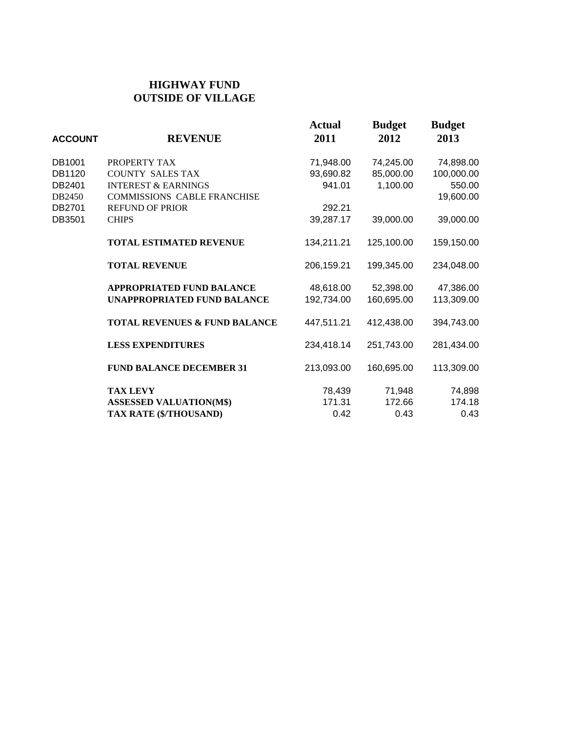# HIGHWAY FUND
# OUTSIDE OF VILLAGE

| ACCOUNT | REVENUE | Actual 2011 | Budget 2012 | Budget 2013 |
|---|---|---|---|---|
| DB1001 | PROPERTY TAX | 71,948.00 | 74,245.00 | 74,898.00 |
| DB1120 | COUNTY SALES TAX | 93,690.82 | 85,000.00 | 100,000.00 |
| DB2401 | INTEREST & EARNINGS | 941.01 | 1,100.00 | 550.00 |
| DB2450 | COMMISSIONS CABLE FRANCHISE | | | 19,600.00 |
| DB2701 | REFUND OF PRIOR | 292.21 | | |
| DB3501 | CHIPS | 39,287.17 | 39,000.00 | 39,000.00 |
| | **TOTAL ESTIMATED REVENUE** | 134,211.21 | 125,100.00 | 159,150.00 |
| | **TOTAL REVENUE** | 206,159.21 | 199,345.00 | 234,048.00 |
| | **APPROPRIATED FUND BALANCE** | 48,618.00 | 52,398.00 | 47,386.00 |
| | **UNAPPROPRIATED FUND BALANCE** | 192,734.00 | 160,695.00 | 113,309.00 |
| | **TOTAL REVENUES & FUND BALANCE** | 447,511.21 | 412,438.00 | 394,743.00 |
| | **LESS EXPENDITURES** | 234,418.14 | 251,743.00 | 281,434.00 |
| | **FUND BALANCE DECEMBER 31** | 213,093.00 | 160,695.00 | 113,309.00 |
| | **TAX LEVY** | 78,439 | 71,948 | 74,898 |
| | **ASSESSED VALUATION(M$)** | 171.31 | 172.66 | 174.18 |
| | **TAX RATE ($/THOUSAND)** | 0.42 | 0.43 | 0.43 |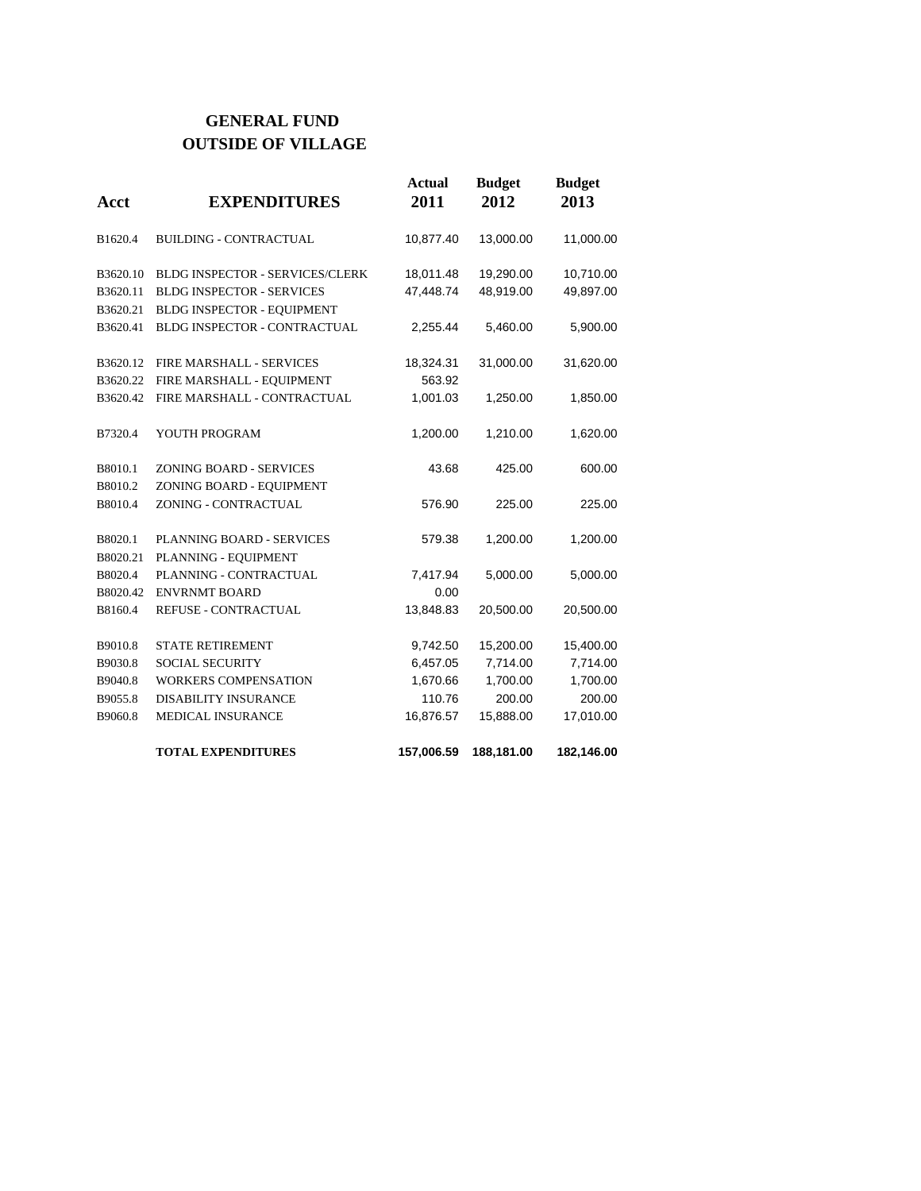# GENERAL FUND
## OUTSIDE OF VILLAGE

| Acct | EXPENDITURES | Actual 2011 | Budget 2012 | Budget 2013 |
|---|---|---|---|---|
| B1620.4 | BUILDING - CONTRACTUAL | 10,877.40 | 13,000.00 | 11,000.00 |
| B3620.10 | BLDG INSPECTOR - SERVICES/CLERK | 18,011.48 | 19,290.00 | 10,710.00 |
| B3620.11 | BLDG INSPECTOR - SERVICES | 47,448.74 | 48,919.00 | 49,897.00 |
| B3620.21 | BLDG INSPECTOR - EQUIPMENT | | | |
| B3620.41 | BLDG INSPECTOR - CONTRACTUAL | 2,255.44 | 5,460.00 | 5,900.00 |
| B3620.12 | FIRE MARSHALL - SERVICES | 18,324.31 | 31,000.00 | 31,620.00 |
| B3620.22 | FIRE MARSHALL - EQUIPMENT | 563.92 | | |
| B3620.42 | FIRE MARSHALL - CONTRACTUAL | 1,001.03 | 1,250.00 | 1,850.00 |
| B7320.4 | YOUTH PROGRAM | 1,200.00 | 1,210.00 | 1,620.00 |
| B8010.1 | ZONING BOARD - SERVICES | 43.68 | 425.00 | 600.00 |
| B8010.2 | ZONING BOARD - EQUIPMENT | | | |
| B8010.4 | ZONING - CONTRACTUAL | 576.90 | 225.00 | 225.00 |
| B8020.1 | PLANNING BOARD - SERVICES | 579.38 | 1,200.00 | 1,200.00 |
| B8020.21 | PLANNING - EQUIPMENT | | | |
| B8020.4 | PLANNING - CONTRACTUAL | 7,417.94 | 5,000.00 | 5,000.00 |
| B8020.42 | ENVRNMT BOARD | 0.00 | | |
| B8160.4 | REFUSE - CONTRACTUAL | 13,848.83 | 20,500.00 | 20,500.00 |
| B9010.8 | STATE RETIREMENT | 9,742.50 | 15,200.00 | 15,400.00 |
| B9030.8 | SOCIAL SECURITY | 6,457.05 | 7,714.00 | 7,714.00 |
| B9040.8 | WORKERS COMPENSATION | 1,670.66 | 1,700.00 | 1,700.00 |
| B9055.8 | DISABILITY INSURANCE | 110.76 | 200.00 | 200.00 |
| B9060.8 | MEDICAL INSURANCE | 16,876.57 | 15,888.00 | 17,010.00 |
| | **TOTAL EXPENDITURES** | **157,006.59** | **188,181.00** | **182,146.00** |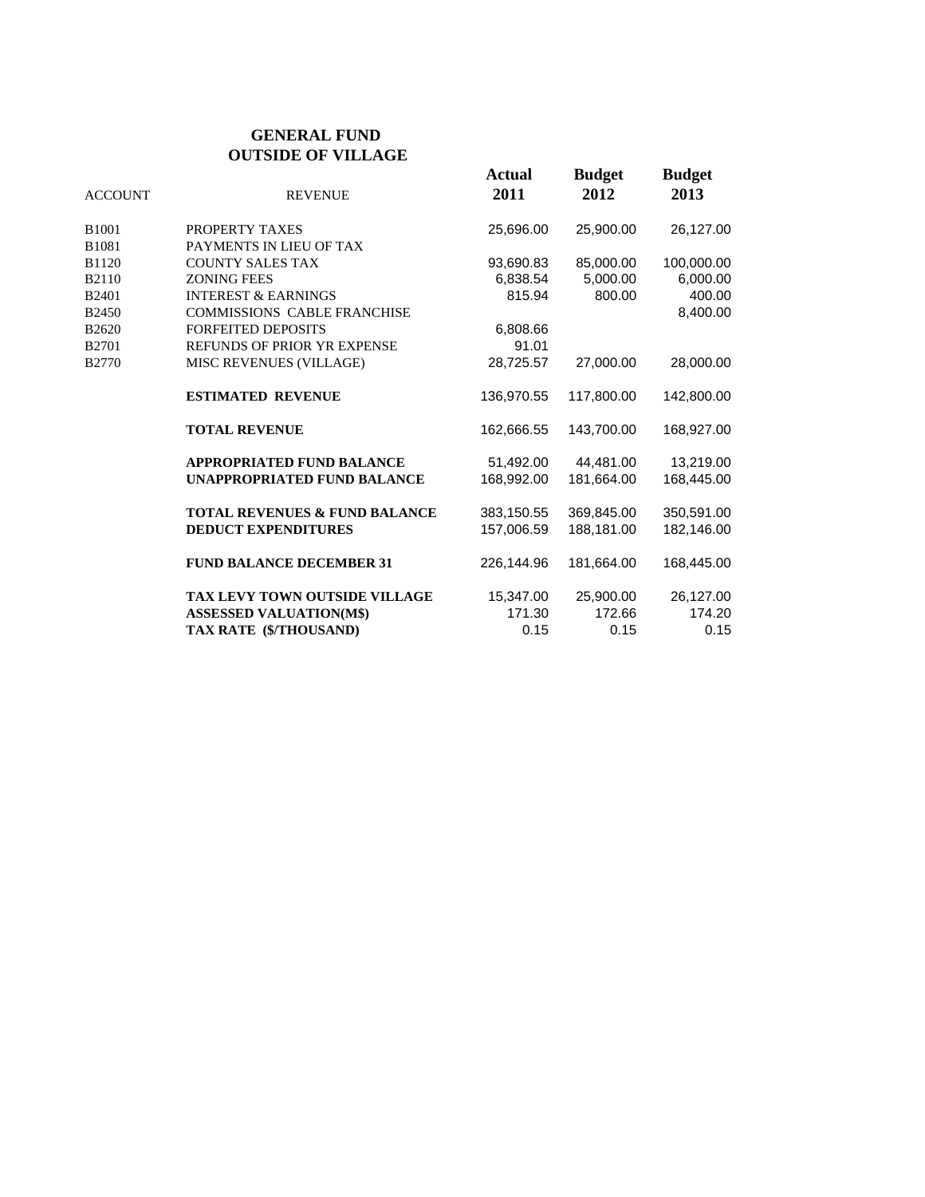# GENERAL FUND
## OUTSIDE OF VILLAGE

| ACCOUNT | REVENUE | Actual 2011 | Budget 2012 | Budget 2013 |
|---|---|---|---|---|
| B1001 | PROPERTY TAXES | 25,696.00 | 25,900.00 | 26,127.00 |
| B1081 | PAYMENTS IN LIEU OF TAX | | | |
| B1120 | COUNTY SALES TAX | 93,690.83 | 85,000.00 | 100,000.00 |
| B2110 | ZONING FEES | 6,838.54 | 5,000.00 | 6,000.00 |
| B2401 | INTEREST & EARNINGS | 815.94 | 800.00 | 400.00 |
| B2450 | COMMISSIONS CABLE FRANCHISE | | | 8,400.00 |
| B2620 | FORFEITED DEPOSITS | 6,808.66 | | |
| B2701 | REFUNDS OF PRIOR YR EXPENSE | 91.01 | | |
| B2770 | MISC REVENUES (VILLAGE) | 28,725.57 | 27,000.00 | 28,000.00 |
| | **ESTIMATED REVENUE** | 136,970.55 | 117,800.00 | 142,800.00 |
| | **TOTAL REVENUE** | 162,666.55 | 143,700.00 | 168,927.00 |
| | **APPROPRIATED FUND BALANCE** | 51,492.00 | 44,481.00 | 13,219.00 |
| | **UNAPPROPRIATED FUND BALANCE** | 168,992.00 | 181,664.00 | 168,445.00 |
| | **TOTAL REVENUES & FUND BALANCE** | 383,150.55 | 369,845.00 | 350,591.00 |
| | **DEDUCT EXPENDITURES** | 157,006.59 | 188,181.00 | 182,146.00 |
| | **FUND BALANCE DECEMBER 31** | 226,144.96 | 181,664.00 | 168,445.00 |
| | **TAX LEVY TOWN OUTSIDE VILLAGE** | 15,347.00 | 25,900.00 | 26,127.00 |
| | **ASSESSED VALUATION(M$)** | 171.30 | 172.66 | 174.20 |
| | **TAX RATE ($/THOUSAND)** | 0.15 | 0.15 | 0.15 |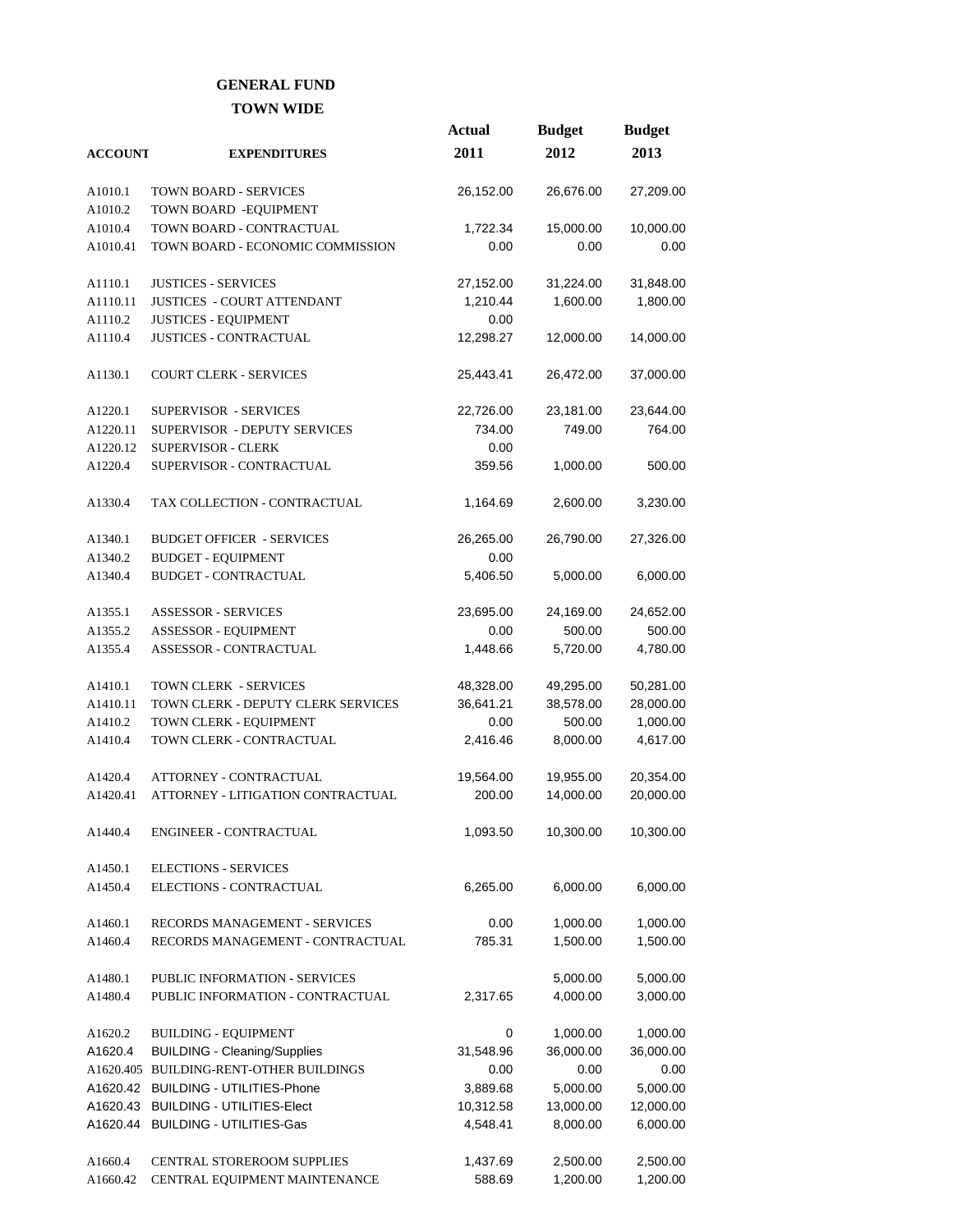## GENERAL FUND

### TOWN WIDE

| ACCOUNT | EXPENDITURES | Actual 2011 | Budget 2012 | Budget 2013 |
|---|---|---|---|---|
| A1010.1 | TOWN BOARD - SERVICES | 26,152.00 | 26,676.00 | 27,209.00 |
| A1010.2 | TOWN BOARD -EQUIPMENT | | | |
| A1010.4 | TOWN BOARD - CONTRACTUAL | 1,722.34 | 15,000.00 | 10,000.00 |
| A1010.41 | TOWN BOARD - ECONOMIC COMMISSION | 0.00 | 0.00 | 0.00 |
| | | | | |
| A1110.1 | JUSTICES - SERVICES | 27,152.00 | 31,224.00 | 31,848.00 |
| A1110.11 | JUSTICES - COURT ATTENDANT | 1,210.44 | 1,600.00 | 1,800.00 |
| A1110.2 | JUSTICES - EQUIPMENT | 0.00 | | |
| A1110.4 | JUSTICES - CONTRACTUAL | 12,298.27 | 12,000.00 | 14,000.00 |
| | | | | |
| A1130.1 | COURT CLERK - SERVICES | 25,443.41 | 26,472.00 | 37,000.00 |
| | | | | |
| A1220.1 | SUPERVISOR - SERVICES | 22,726.00 | 23,181.00 | 23,644.00 |
| A1220.11 | SUPERVISOR - DEPUTY SERVICES | 734.00 | 749.00 | 764.00 |
| A1220.12 | SUPERVISOR - CLERK | 0.00 | | |
| A1220.4 | SUPERVISOR - CONTRACTUAL | 359.56 | 1,000.00 | 500.00 |
| | | | | |
| A1330.4 | TAX COLLECTION - CONTRACTUAL | 1,164.69 | 2,600.00 | 3,230.00 |
| | | | | |
| A1340.1 | BUDGET OFFICER - SERVICES | 26,265.00 | 26,790.00 | 27,326.00 |
| A1340.2 | BUDGET - EQUIPMENT | 0.00 | | |
| A1340.4 | BUDGET - CONTRACTUAL | 5,406.50 | 5,000.00 | 6,000.00 |
| | | | | |
| A1355.1 | ASSESSOR - SERVICES | 23,695.00 | 24,169.00 | 24,652.00 |
| A1355.2 | ASSESSOR - EQUIPMENT | 0.00 | 500.00 | 500.00 |
| A1355.4 | ASSESSOR - CONTRACTUAL | 1,448.66 | 5,720.00 | 4,780.00 |
| | | | | |
| A1410.1 | TOWN CLERK - SERVICES | 48,328.00 | 49,295.00 | 50,281.00 |
| A1410.11 | TOWN CLERK - DEPUTY CLERK SERVICES | 36,641.21 | 38,578.00 | 28,000.00 |
| A1410.2 | TOWN CLERK - EQUIPMENT | 0.00 | 500.00 | 1,000.00 |
| A1410.4 | TOWN CLERK - CONTRACTUAL | 2,416.46 | 8,000.00 | 4,617.00 |
| | | | | |
| A1420.4 | ATTORNEY - CONTRACTUAL | 19,564.00 | 19,955.00 | 20,354.00 |
| A1420.41 | ATTORNEY - LITIGATION CONTRACTUAL | 200.00 | 14,000.00 | 20,000.00 |
| | | | | |
| A1440.4 | ENGINEER - CONTRACTUAL | 1,093.50 | 10,300.00 | 10,300.00 |
| | | | | |
| A1450.1 | ELECTIONS - SERVICES | | | |
| A1450.4 | ELECTIONS - CONTRACTUAL | 6,265.00 | 6,000.00 | 6,000.00 |
| | | | | |
| A1460.1 | RECORDS MANAGEMENT - SERVICES | 0.00 | 1,000.00 | 1,000.00 |
| A1460.4 | RECORDS MANAGEMENT - CONTRACTUAL | 785.31 | 1,500.00 | 1,500.00 |
| | | | | |
| A1480.1 | PUBLIC INFORMATION - SERVICES | | 5,000.00 | 5,000.00 |
| A1480.4 | PUBLIC INFORMATION - CONTRACTUAL | 2,317.65 | 4,000.00 | 3,000.00 |
| | | | | |
| A1620.2 | BUILDING - EQUIPMENT | 0 | 1,000.00 | 1,000.00 |
| A1620.4 | BUILDING - Cleaning/Supplies | 31,548.96 | 36,000.00 | 36,000.00 |
| A1620.405 | BUILDING-RENT-OTHER BUILDINGS | 0.00 | 0.00 | 0.00 |
| A1620.42 | BUILDING - UTILITIES-Phone | 3,889.68 | 5,000.00 | 5,000.00 |
| A1620.43 | BUILDING - UTILITIES-Elect | 10,312.58 | 13,000.00 | 12,000.00 |
| A1620.44 | BUILDING - UTILITIES-Gas | 4,548.41 | 8,000.00 | 6,000.00 |
| | | | | |
| A1660.4 | CENTRAL STOREROOM SUPPLIES | 1,437.69 | 2,500.00 | 2,500.00 |
| A1660.42 | CENTRAL EQUIPMENT MAINTENANCE | 588.69 | 1,200.00 | 1,200.00 |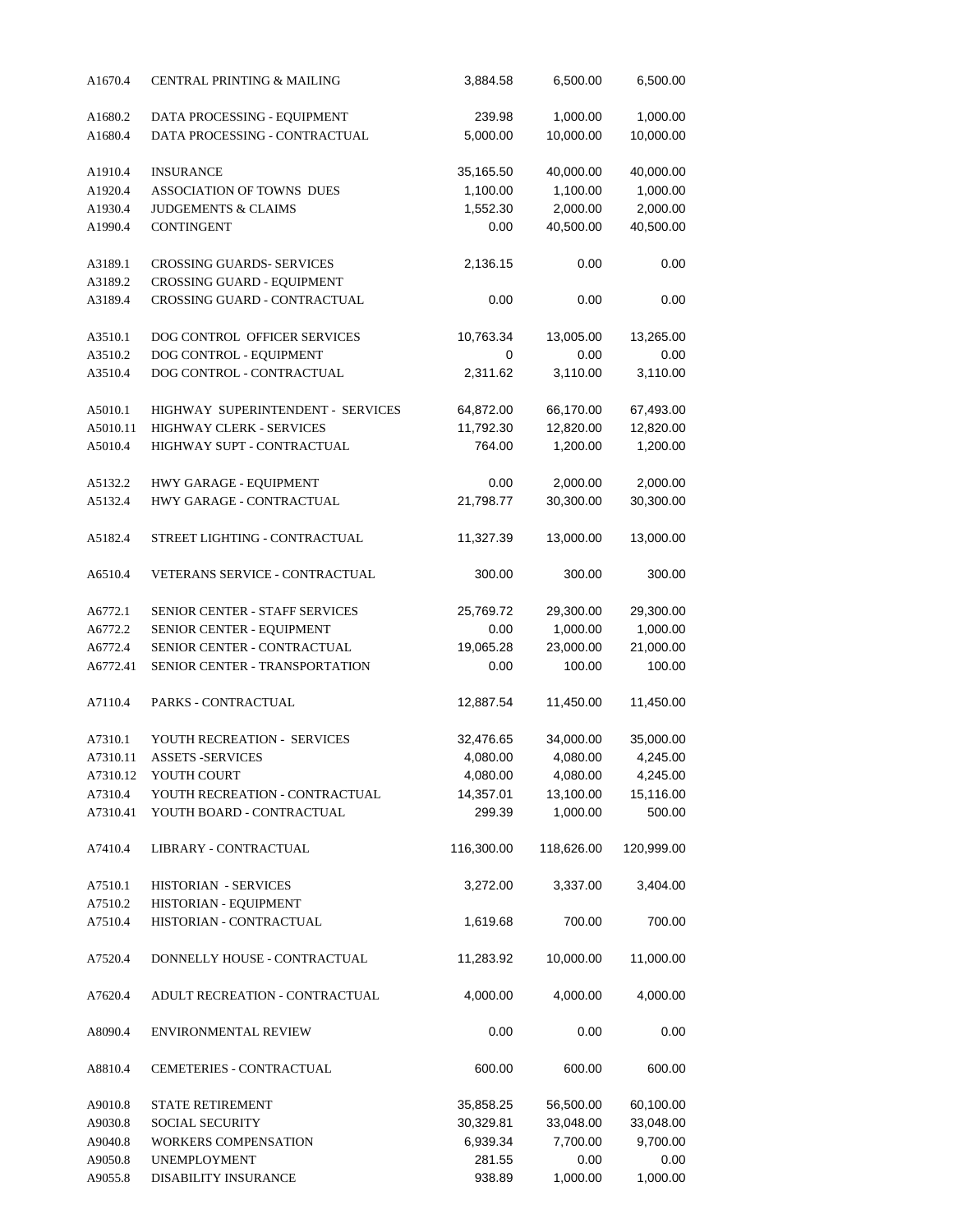| | | | | |
|---|---|---|---|---|
| A1670.4 | CENTRAL PRINTING & MAILING | 3,884.58 | 6,500.00 | 6,500.00 |
| | | | | |
| A1680.2 | DATA PROCESSING - EQUIPMENT | 239.98 | 1,000.00 | 1,000.00 |
| A1680.4 | DATA PROCESSING - CONTRACTUAL | 5,000.00 | 10,000.00 | 10,000.00 |
| | | | | |
| A1910.4 | INSURANCE | 35,165.50 | 40,000.00 | 40,000.00 |
| A1920.4 | ASSOCIATION OF TOWNS DUES | 1,100.00 | 1,100.00 | 1,000.00 |
| A1930.4 | JUDGEMENTS & CLAIMS | 1,552.30 | 2,000.00 | 2,000.00 |
| A1990.4 | CONTINGENT | 0.00 | 40,500.00 | 40,500.00 |
| | | | | |
| A3189.1 | CROSSING GUARDS- SERVICES | 2,136.15 | 0.00 | 0.00 |
| A3189.2 | CROSSING GUARD - EQUIPMENT | | | |
| A3189.4 | CROSSING GUARD - CONTRACTUAL | 0.00 | 0.00 | 0.00 |
| | | | | |
| A3510.1 | DOG CONTROL OFFICER SERVICES | 10,763.34 | 13,005.00 | 13,265.00 |
| A3510.2 | DOG CONTROL - EQUIPMENT | 0 | 0.00 | 0.00 |
| A3510.4 | DOG CONTROL - CONTRACTUAL | 2,311.62 | 3,110.00 | 3,110.00 |
| | | | | |
| A5010.1 | HIGHWAY SUPERINTENDENT - SERVICES | 64,872.00 | 66,170.00 | 67,493.00 |
| A5010.11 | HIGHWAY CLERK - SERVICES | 11,792.30 | 12,820.00 | 12,820.00 |
| A5010.4 | HIGHWAY SUPT - CONTRACTUAL | 764.00 | 1,200.00 | 1,200.00 |
| | | | | |
| A5132.2 | HWY GARAGE - EQUIPMENT | 0.00 | 2,000.00 | 2,000.00 |
| A5132.4 | HWY GARAGE - CONTRACTUAL | 21,798.77 | 30,300.00 | 30,300.00 |
| | | | | |
| A5182.4 | STREET LIGHTING - CONTRACTUAL | 11,327.39 | 13,000.00 | 13,000.00 |
| | | | | |
| A6510.4 | VETERANS SERVICE - CONTRACTUAL | 300.00 | 300.00 | 300.00 |
| | | | | |
| A6772.1 | SENIOR CENTER - STAFF SERVICES | 25,769.72 | 29,300.00 | 29,300.00 |
| A6772.2 | SENIOR CENTER - EQUIPMENT | 0.00 | 1,000.00 | 1,000.00 |
| A6772.4 | SENIOR CENTER - CONTRACTUAL | 19,065.28 | 23,000.00 | 21,000.00 |
| A6772.41 | SENIOR CENTER - TRANSPORTATION | 0.00 | 100.00 | 100.00 |
| | | | | |
| A7110.4 | PARKS - CONTRACTUAL | 12,887.54 | 11,450.00 | 11,450.00 |
| | | | | |
| A7310.1 | YOUTH RECREATION - SERVICES | 32,476.65 | 34,000.00 | 35,000.00 |
| A7310.11 | ASSETS -SERVICES | 4,080.00 | 4,080.00 | 4,245.00 |
| A7310.12 | YOUTH COURT | 4,080.00 | 4,080.00 | 4,245.00 |
| A7310.4 | YOUTH RECREATION - CONTRACTUAL | 14,357.01 | 13,100.00 | 15,116.00 |
| A7310.41 | YOUTH BOARD - CONTRACTUAL | 299.39 | 1,000.00 | 500.00 |
| | | | | |
| A7410.4 | LIBRARY - CONTRACTUAL | 116,300.00 | 118,626.00 | 120,999.00 |
| | | | | |
| A7510.1 | HISTORIAN - SERVICES | 3,272.00 | 3,337.00 | 3,404.00 |
| A7510.2 | HISTORIAN - EQUIPMENT | | | |
| A7510.4 | HISTORIAN - CONTRACTUAL | 1,619.68 | 700.00 | 700.00 |
| | | | | |
| A7520.4 | DONNELLY HOUSE - CONTRACTUAL | 11,283.92 | 10,000.00 | 11,000.00 |
| | | | | |
| A7620.4 | ADULT RECREATION - CONTRACTUAL | 4,000.00 | 4,000.00 | 4,000.00 |
| | | | | |
| A8090.4 | ENVIRONMENTAL REVIEW | 0.00 | 0.00 | 0.00 |
| | | | | |
| A8810.4 | CEMETERIES - CONTRACTUAL | 600.00 | 600.00 | 600.00 |
| | | | | |
| A9010.8 | STATE RETIREMENT | 35,858.25 | 56,500.00 | 60,100.00 |
| A9030.8 | SOCIAL SECURITY | 30,329.81 | 33,048.00 | 33,048.00 |
| A9040.8 | WORKERS COMPENSATION | 6,939.34 | 7,700.00 | 9,700.00 |
| A9050.8 | UNEMPLOYMENT | 281.55 | 0.00 | 0.00 |
| A9055.8 | DISABILITY INSURANCE | 938.89 | 1,000.00 | 1,000.00 |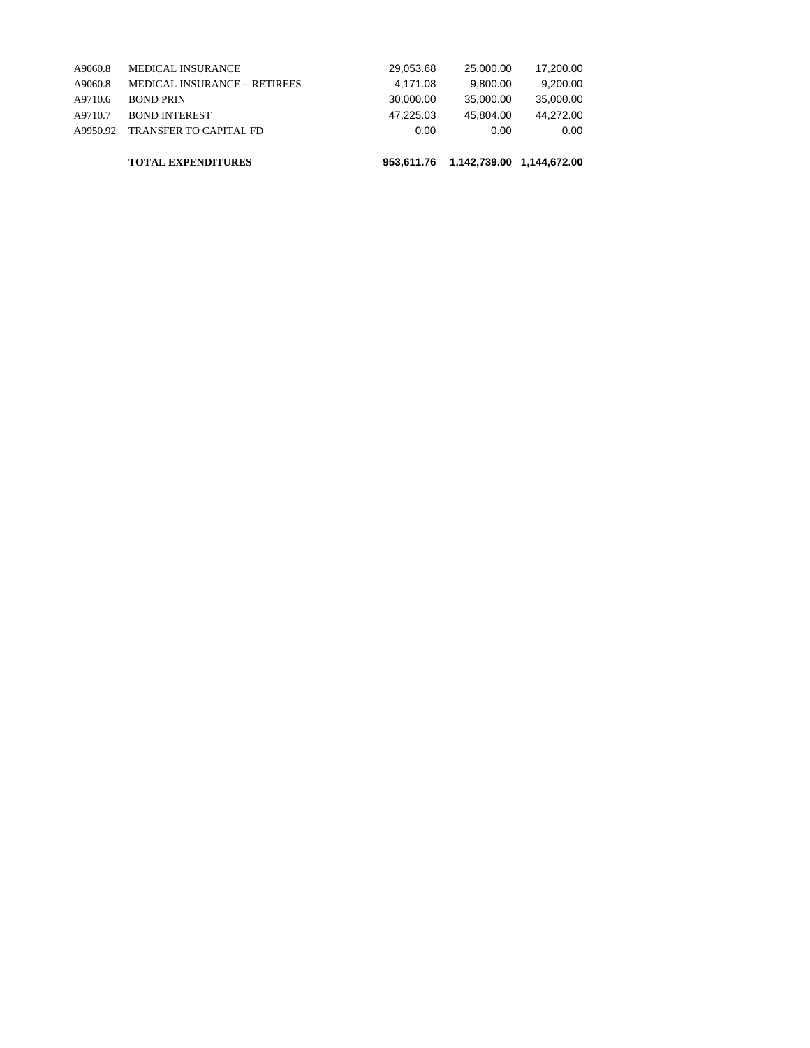| | | | | |
|---|---|---|---|---|
| A9060.8 | MEDICAL INSURANCE | 29,053.68 | 25,000.00 | 17,200.00 |
| A9060.8 | MEDICAL INSURANCE - RETIREES | 4,171.08 | 9,800.00 | 9,200.00 |
| A9710.6 | BOND PRIN | 30,000.00 | 35,000.00 | 35,000.00 |
| A9710.7 | BOND INTEREST | 47,225.03 | 45,804.00 | 44,272.00 |
| A9950.92 | TRANSFER TO CAPITAL FD | 0.00 | 0.00 | 0.00 |
| | **TOTAL EXPENDITURES** | **953,611.76** | **1,142,739.00** | **1,144,672.00** |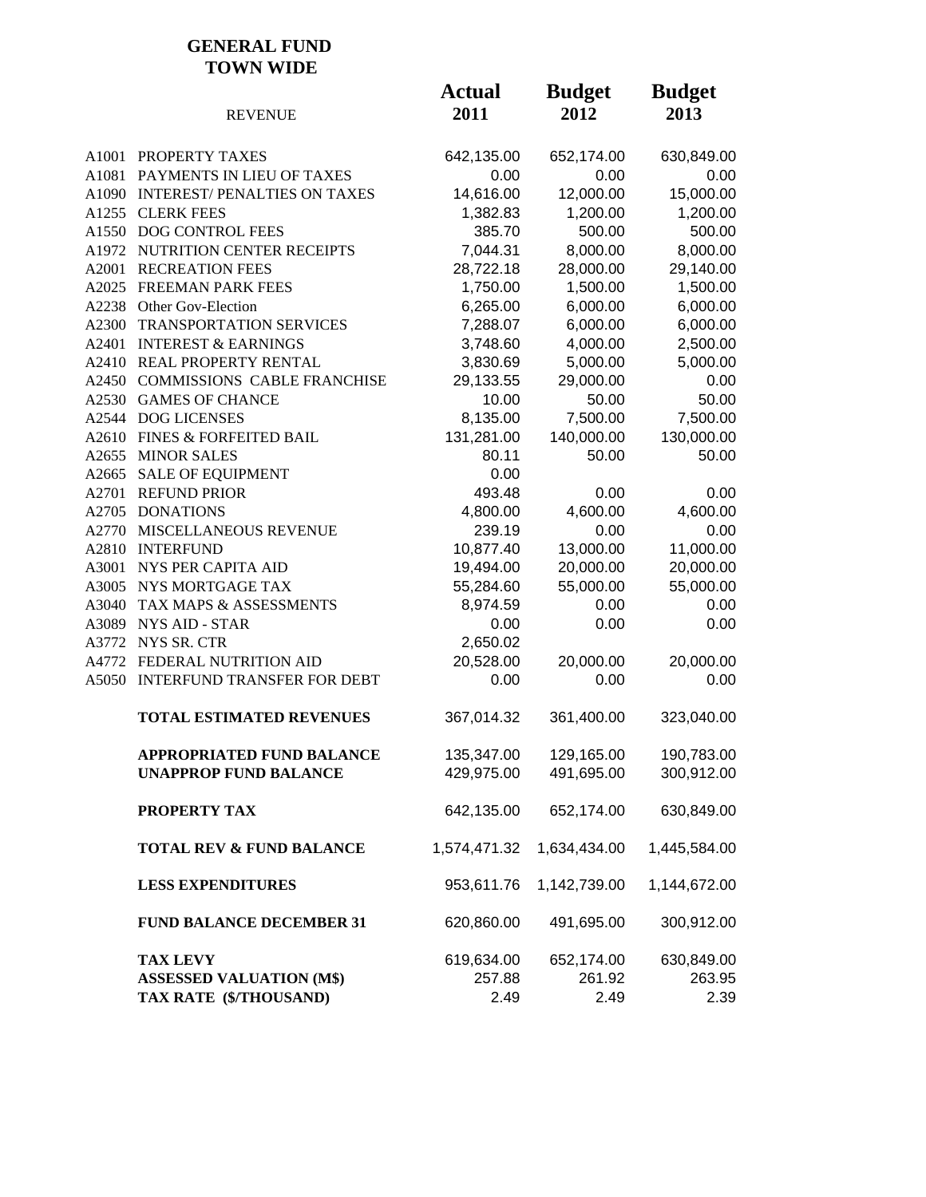## GENERAL FUND
## TOWN WIDE

| | REVENUE | Actual 2011 | Budget 2012 | Budget 2013 |
|---|---|---|---|---|
| A1001 | PROPERTY TAXES | 642,135.00 | 652,174.00 | 630,849.00 |
| A1081 | PAYMENTS IN LIEU OF TAXES | 0.00 | 0.00 | 0.00 |
| A1090 | INTEREST/ PENALTIES ON TAXES | 14,616.00 | 12,000.00 | 15,000.00 |
| A1255 | CLERK FEES | 1,382.83 | 1,200.00 | 1,200.00 |
| A1550 | DOG CONTROL FEES | 385.70 | 500.00 | 500.00 |
| A1972 | NUTRITION CENTER RECEIPTS | 7,044.31 | 8,000.00 | 8,000.00 |
| A2001 | RECREATION FEES | 28,722.18 | 28,000.00 | 29,140.00 |
| A2025 | FREEMAN PARK FEES | 1,750.00 | 1,500.00 | 1,500.00 |
| A2238 | Other Gov-Election | 6,265.00 | 6,000.00 | 6,000.00 |
| A2300 | TRANSPORTATION SERVICES | 7,288.07 | 6,000.00 | 6,000.00 |
| A2401 | INTEREST & EARNINGS | 3,748.60 | 4,000.00 | 2,500.00 |
| A2410 | REAL PROPERTY RENTAL | 3,830.69 | 5,000.00 | 5,000.00 |
| A2450 | COMMISSIONS CABLE FRANCHISE | 29,133.55 | 29,000.00 | 0.00 |
| A2530 | GAMES OF CHANCE | 10.00 | 50.00 | 50.00 |
| A2544 | DOG LICENSES | 8,135.00 | 7,500.00 | 7,500.00 |
| A2610 | FINES & FORFEITED BAIL | 131,281.00 | 140,000.00 | 130,000.00 |
| A2655 | MINOR SALES | 80.11 | 50.00 | 50.00 |
| A2665 | SALE OF EQUIPMENT | 0.00 | | |
| A2701 | REFUND PRIOR | 493.48 | 0.00 | 0.00 |
| A2705 | DONATIONS | 4,800.00 | 4,600.00 | 4,600.00 |
| A2770 | MISCELLANEOUS REVENUE | 239.19 | 0.00 | 0.00 |
| A2810 | INTERFUND | 10,877.40 | 13,000.00 | 11,000.00 |
| A3001 | NYS PER CAPITA AID | 19,494.00 | 20,000.00 | 20,000.00 |
| A3005 | NYS MORTGAGE TAX | 55,284.60 | 55,000.00 | 55,000.00 |
| A3040 | TAX MAPS & ASSESSMENTS | 8,974.59 | 0.00 | 0.00 |
| A3089 | NYS AID - STAR | 0.00 | 0.00 | 0.00 |
| A3772 | NYS SR. CTR | 2,650.02 | | |
| A4772 | FEDERAL NUTRITION AID | 20,528.00 | 20,000.00 | 20,000.00 |
| A5050 | INTERFUND TRANSFER FOR DEBT | 0.00 | 0.00 | 0.00 |
| | **TOTAL ESTIMATED REVENUES** | 367,014.32 | 361,400.00 | 323,040.00 |
| | **APPROPRIATED FUND BALANCE** | 135,347.00 | 129,165.00 | 190,783.00 |
| | **UNAPPROP FUND BALANCE** | 429,975.00 | 491,695.00 | 300,912.00 |
| | **PROPERTY TAX** | 642,135.00 | 652,174.00 | 630,849.00 |
| | **TOTAL REV & FUND BALANCE** | 1,574,471.32 | 1,634,434.00 | 1,445,584.00 |
| | **LESS EXPENDITURES** | 953,611.76 | 1,142,739.00 | 1,144,672.00 |
| | **FUND BALANCE DECEMBER 31** | 620,860.00 | 491,695.00 | 300,912.00 |
| | **TAX LEVY** | 619,634.00 | 652,174.00 | 630,849.00 |
| | **ASSESSED VALUATION (M$)** | 257.88 | 261.92 | 263.95 |
| | **TAX RATE ($/THOUSAND)** | 2.49 | 2.49 | 2.39 |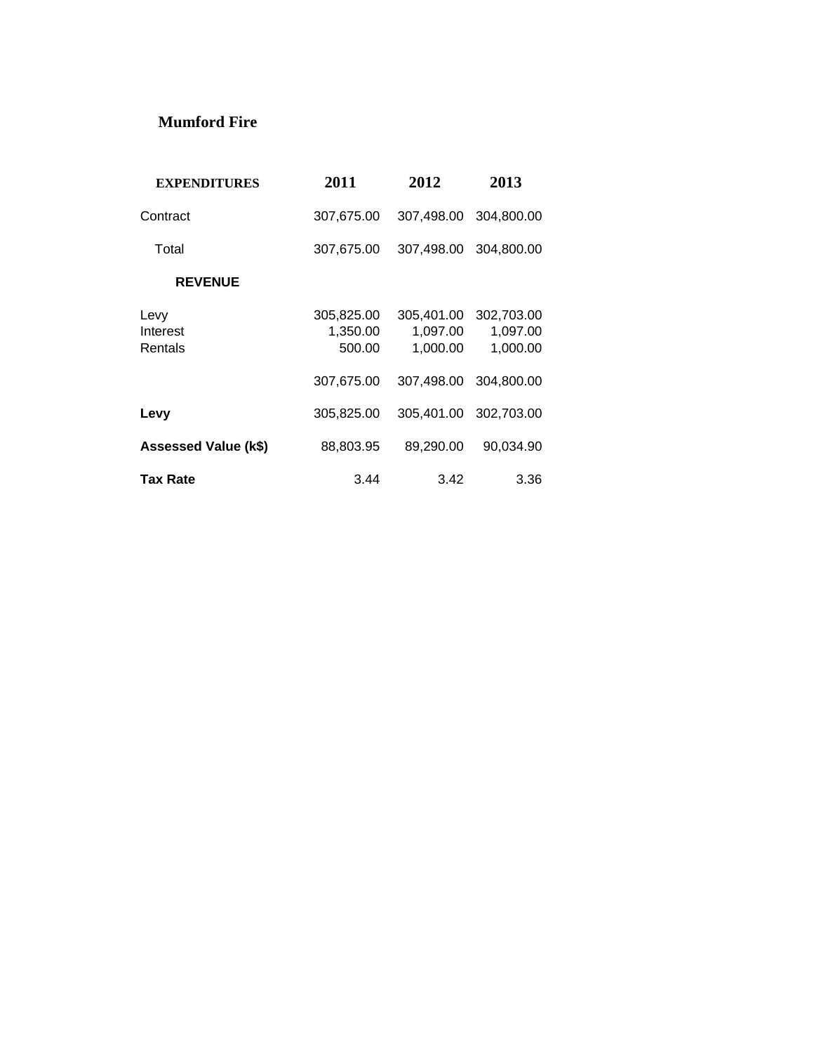# Mumford Fire

| EXPENDITURES | 2011 | 2012 | 2013 |
|---|---|---|---|
| Contract | 307,675.00 | 307,498.00 | 304,800.00 |
| Total | 307,675.00 | 307,498.00 | 304,800.00 |
| **REVENUE** | | | |
| Levy | 305,825.00 | 305,401.00 | 302,703.00 |
| Interest | 1,350.00 | 1,097.00 | 1,097.00 |
| Rentals | 500.00 | 1,000.00 | 1,000.00 |
| | 307,675.00 | 307,498.00 | 304,800.00 |
| **Levy** | 305,825.00 | 305,401.00 | 302,703.00 |
| **Assessed Value (k$)** | 88,803.95 | 89,290.00 | 90,034.90 |
| **Tax Rate** | 3.44 | 3.42 | 3.36 |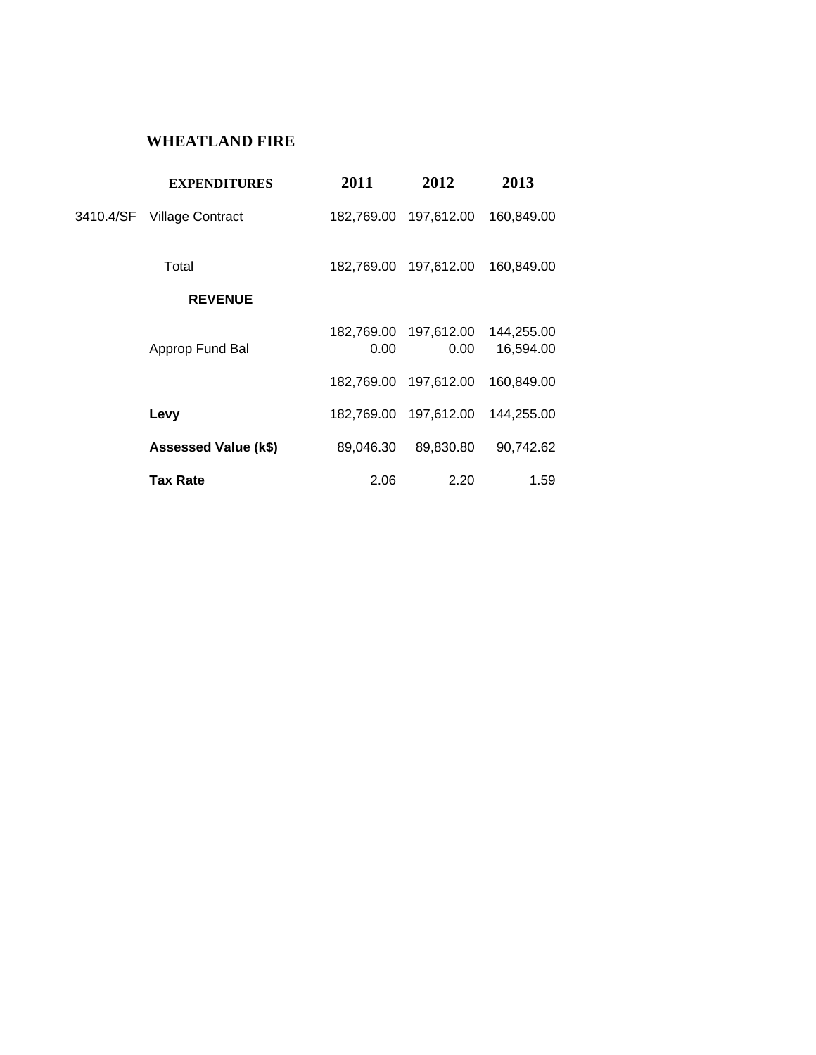# WHEATLAND FIRE

| | EXPENDITURES | 2011 | 2012 | 2013 |
|---|---|---|---|---|
| 3410.4/SF | Village Contract | 182,769.00 | 197,612.00 | 160,849.00 |
| | Total | 182,769.00 | 197,612.00 | 160,849.00 |
| | **REVENUE** | | | |
| | | 182,769.00 | 197,612.00 | 144,255.00 |
| | Approp Fund Bal | 0.00 | 0.00 | 16,594.00 |
| | | 182,769.00 | 197,612.00 | 160,849.00 |
| | **Levy** | 182,769.00 | 197,612.00 | 144,255.00 |
| | **Assessed Value (k$)** | 89,046.30 | 89,830.80 | 90,742.62 |
| | **Tax Rate** | 2.06 | 2.20 | 1.59 |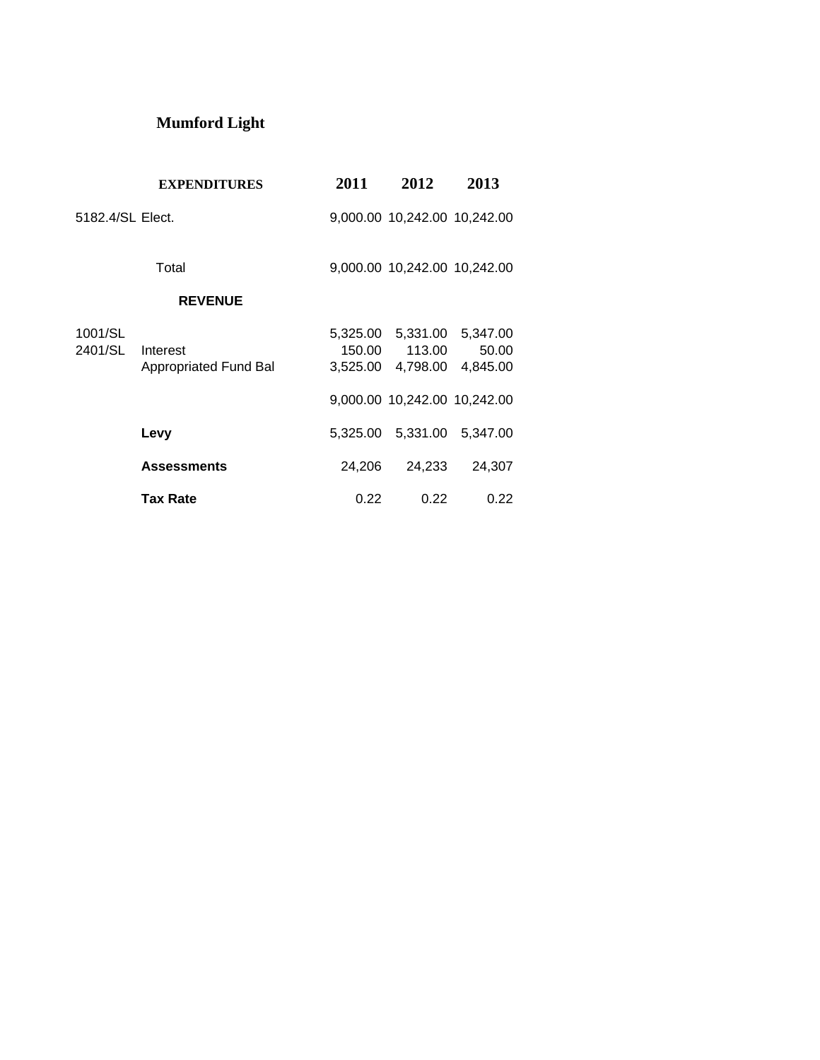# Mumford Light

| | EXPENDITURES | 2011 | 2012 | 2013 |
|---|---|---|---|---|
| 5182.4/SL | Elect. | 9,000.00 | 10,242.00 | 10,242.00 |
| | Total | 9,000.00 | 10,242.00 | 10,242.00 |
| | **REVENUE** | | | |
| 1001/SL | | 5,325.00 | 5,331.00 | 5,347.00 |
| 2401/SL | Interest | 150.00 | 113.00 | 50.00 |
| | Appropriated Fund Bal | 3,525.00 | 4,798.00 | 4,845.00 |
| | | 9,000.00 | 10,242.00 | 10,242.00 |
| | **Levy** | 5,325.00 | 5,331.00 | 5,347.00 |
| | **Assessments** | 24,206 | 24,233 | 24,307 |
| | **Tax Rate** | 0.22 | 0.22 | 0.22 |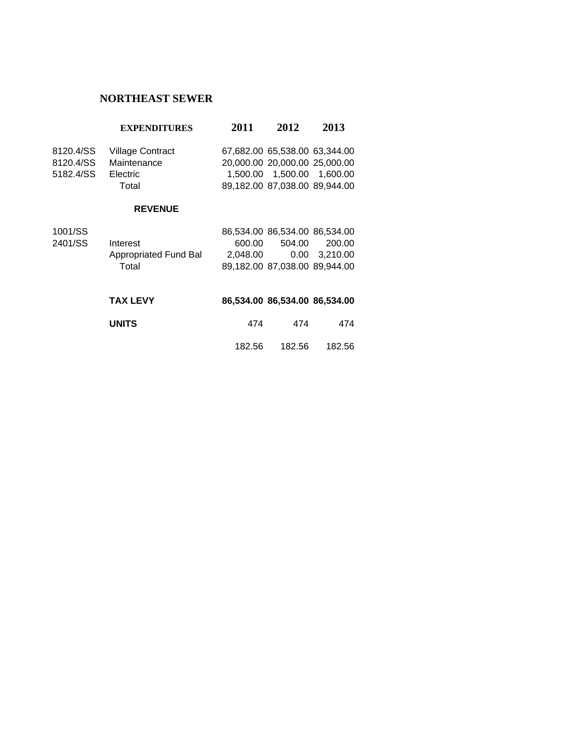# NORTHEAST SEWER

| | EXPENDITURES | 2011 | 2012 | 2013 |
|---|---|---|---|---|
| 8120.4/SS | Village Contract | 67,682.00 | 65,538.00 | 63,344.00 |
| 8120.4/SS | Maintenance | 20,000.00 | 20,000.00 | 25,000.00 |
| 5182.4/SS | Electric | 1,500.00 | 1,500.00 | 1,600.00 |
| | Total | 89,182.00 | 87,038.00 | 89,944.00 |
| | **REVENUE** | | | |
| 1001/SS | | 86,534.00 | 86,534.00 | 86,534.00 |
| 2401/SS | Interest | 600.00 | 504.00 | 200.00 |
| | Appropriated Fund Bal | 2,048.00 | 0.00 | 3,210.00 |
| | Total | 89,182.00 | 87,038.00 | 89,944.00 |
| | **TAX LEVY** | **86,534.00** | **86,534.00** | **86,534.00** |
| | **UNITS** | 474 | 474 | 474 |
| | | 182.56 | 182.56 | 182.56 |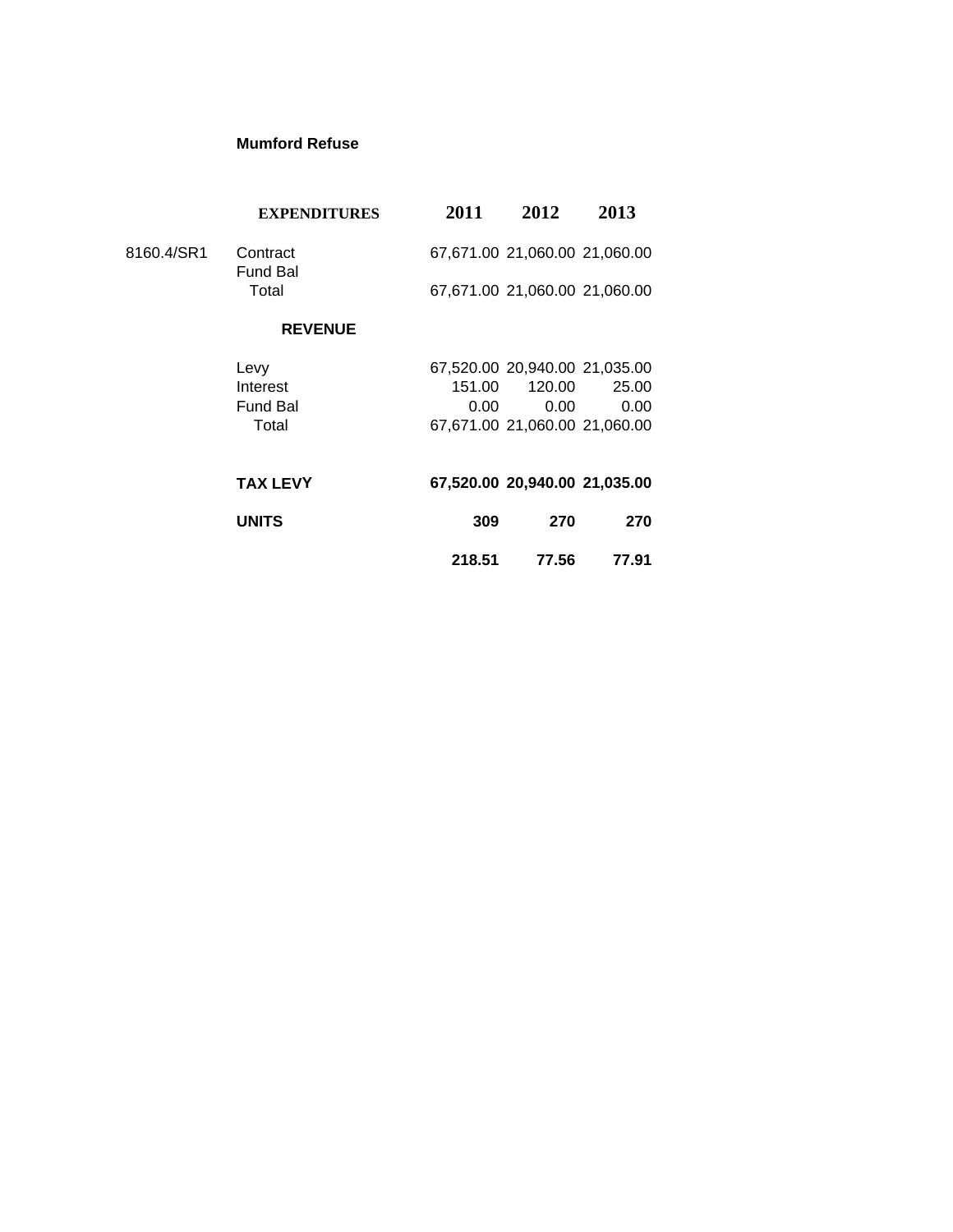**Mumford Refuse**

| | EXPENDITURES | 2011 | 2012 | 2013 |
|---|---|---|---|---|
| 8160.4/SR1 | Contract | 67,671.00 | 21,060.00 | 21,060.00 |
| | Fund Bal | | | |
| | Total | 67,671.00 | 21,060.00 | 21,060.00 |
| | **REVENUE** | | | |
| | Levy | 67,520.00 | 20,940.00 | 21,035.00 |
| | Interest | 151.00 | 120.00 | 25.00 |
| | Fund Bal | 0.00 | 0.00 | 0.00 |
| | Total | 67,671.00 | 21,060.00 | 21,060.00 |
| | **TAX LEVY** | **67,520.00** | **20,940.00** | **21,035.00** |
| | **UNITS** | **309** | **270** | **270** |
| | | **218.51** | **77.56** | **77.91** |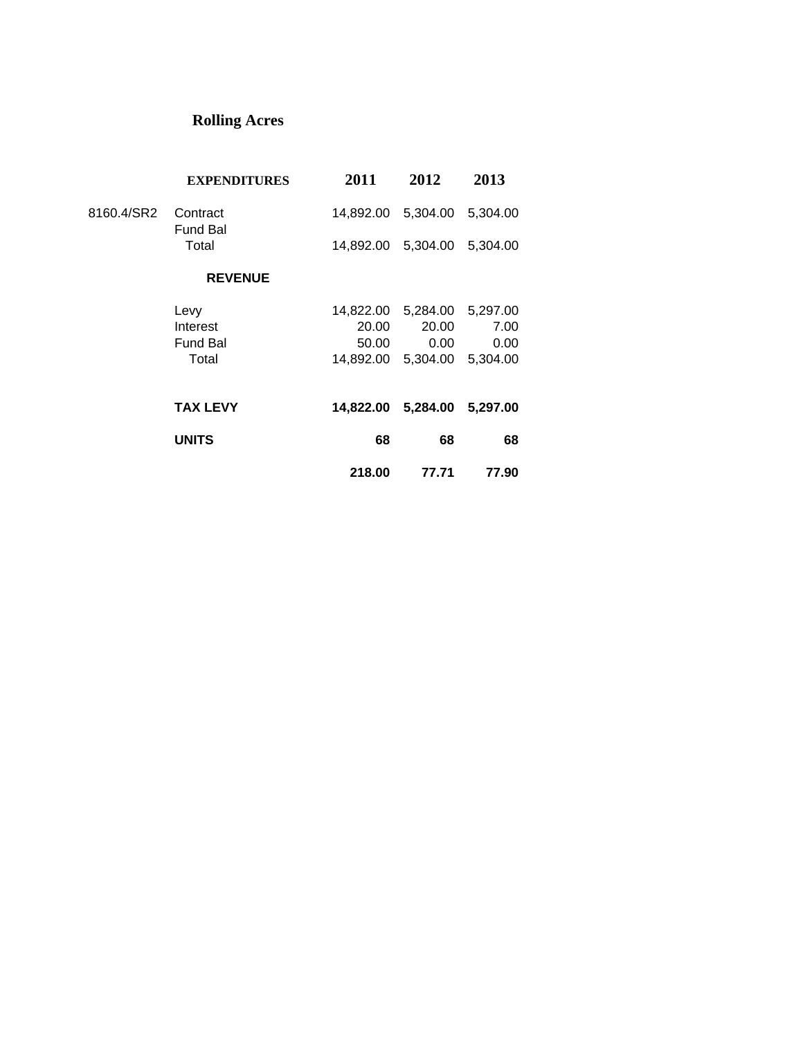# Rolling Acres

| | EXPENDITURES | 2011 | 2012 | 2013 |
|---|---|---|---|---|
| 8160.4/SR2 | Contract | 14,892.00 | 5,304.00 | 5,304.00 |
| | Fund Bal | | | |
| | Total | 14,892.00 | 5,304.00 | 5,304.00 |
| | **REVENUE** | | | |
| | Levy | 14,822.00 | 5,284.00 | 5,297.00 |
| | Interest | 20.00 | 20.00 | 7.00 |
| | Fund Bal | 50.00 | 0.00 | 0.00 |
| | Total | 14,892.00 | 5,304.00 | 5,304.00 |
| | **TAX LEVY** | **14,822.00** | **5,284.00** | **5,297.00** |
| | **UNITS** | **68** | **68** | **68** |
| | | **218.00** | **77.71** | **77.90** |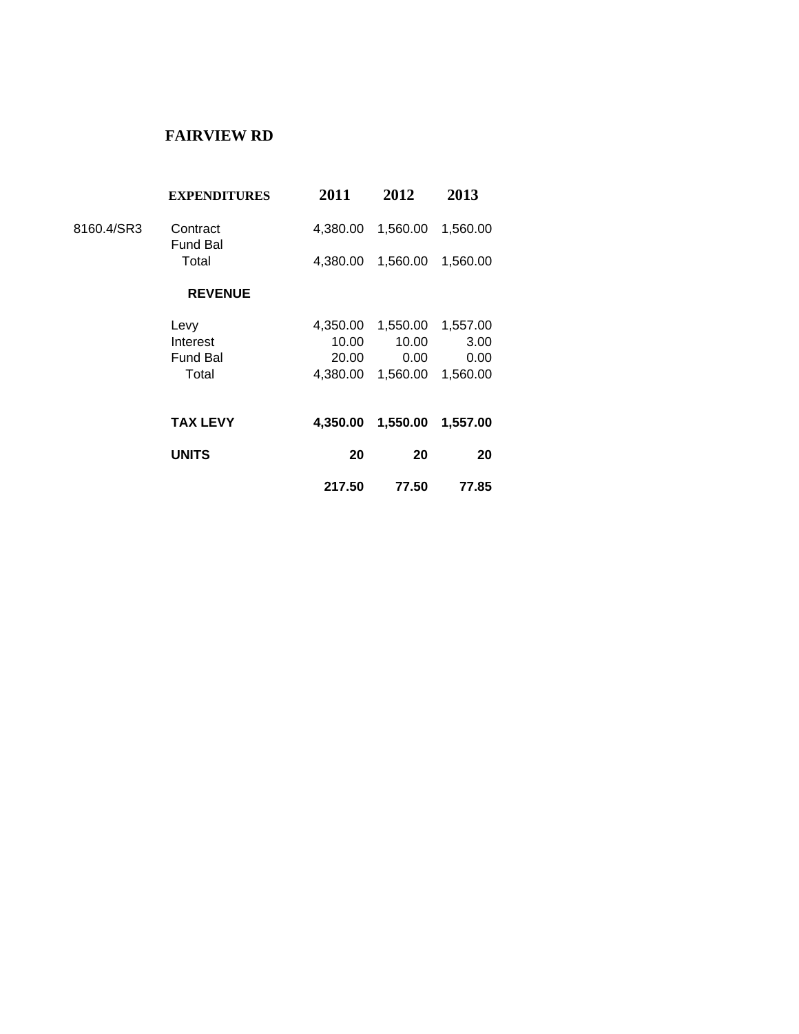# FAIRVIEW RD

| | EXPENDITURES | 2011 | 2012 | 2013 |
|---|---|---|---|---|
| 8160.4/SR3 | Contract | 4,380.00 | 1,560.00 | 1,560.00 |
| | Fund Bal | | | |
| | Total | 4,380.00 | 1,560.00 | 1,560.00 |
| | **REVENUE** | | | |
| | Levy | 4,350.00 | 1,550.00 | 1,557.00 |
| | Interest | 10.00 | 10.00 | 3.00 |
| | Fund Bal | 20.00 | 0.00 | 0.00 |
| | Total | 4,380.00 | 1,560.00 | 1,560.00 |
| | **TAX LEVY** | **4,350.00** | **1,550.00** | **1,557.00** |
| | **UNITS** | **20** | **20** | **20** |
| | | **217.50** | **77.50** | **77.85** |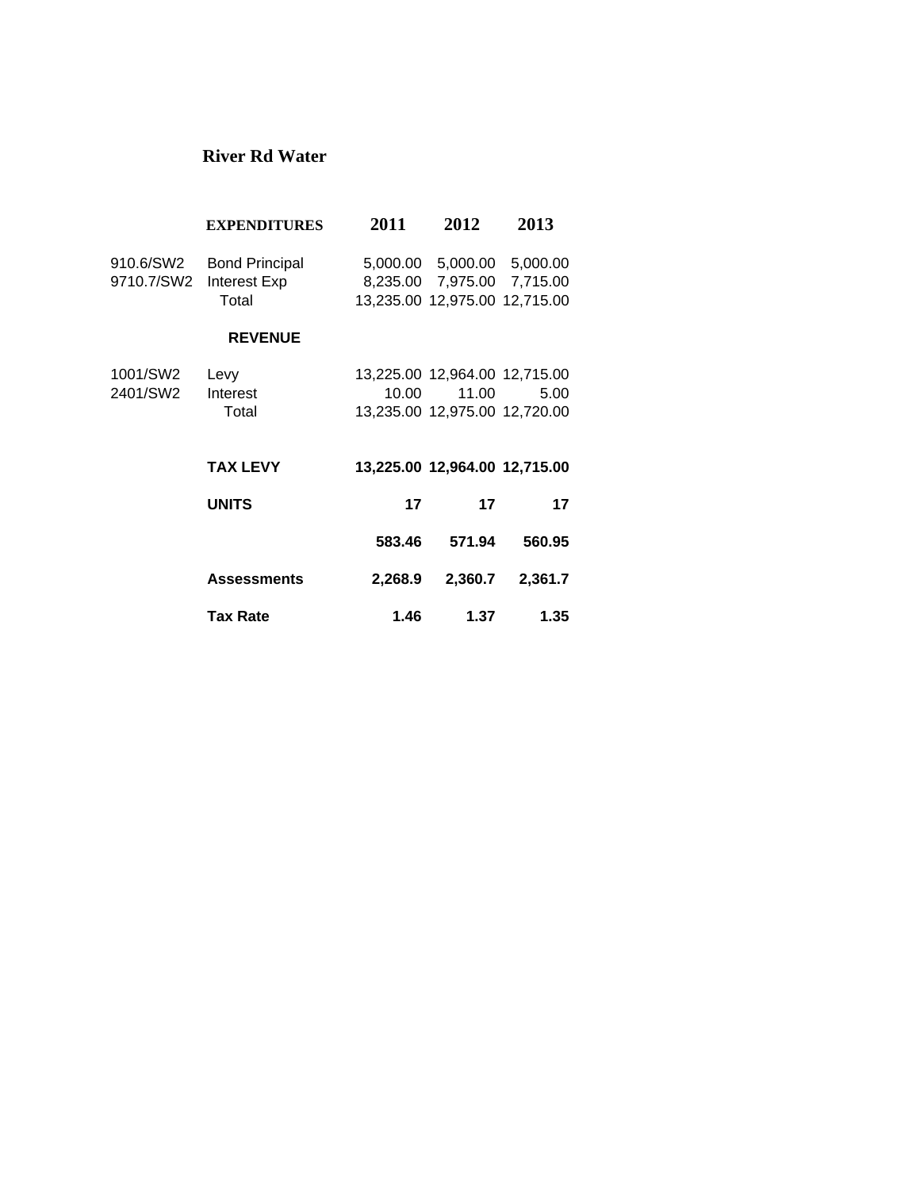## River Rd Water

| | EXPENDITURES | 2011 | 2012 | 2013 |
|---|---|---|---|---|
| 910.6/SW2 | Bond Principal | 5,000.00 | 5,000.00 | 5,000.00 |
| 9710.7/SW2 | Interest Exp | 8,235.00 | 7,975.00 | 7,715.00 |
| | Total | 13,235.00 | 12,975.00 | 12,715.00 |
| | **REVENUE** | | | |
| 1001/SW2 | Levy | 13,225.00 | 12,964.00 | 12,715.00 |
| 2401/SW2 | Interest | 10.00 | 11.00 | 5.00 |
| | Total | 13,235.00 | 12,975.00 | 12,720.00 |
| | **TAX LEVY** | **13,225.00** | **12,964.00** | **12,715.00** |
| | **UNITS** | **17** | **17** | **17** |
| | | **583.46** | **571.94** | **560.95** |
| | **Assessments** | **2,268.9** | **2,360.7** | **2,361.7** |
| | **Tax Rate** | **1.46** | **1.37** | **1.35** |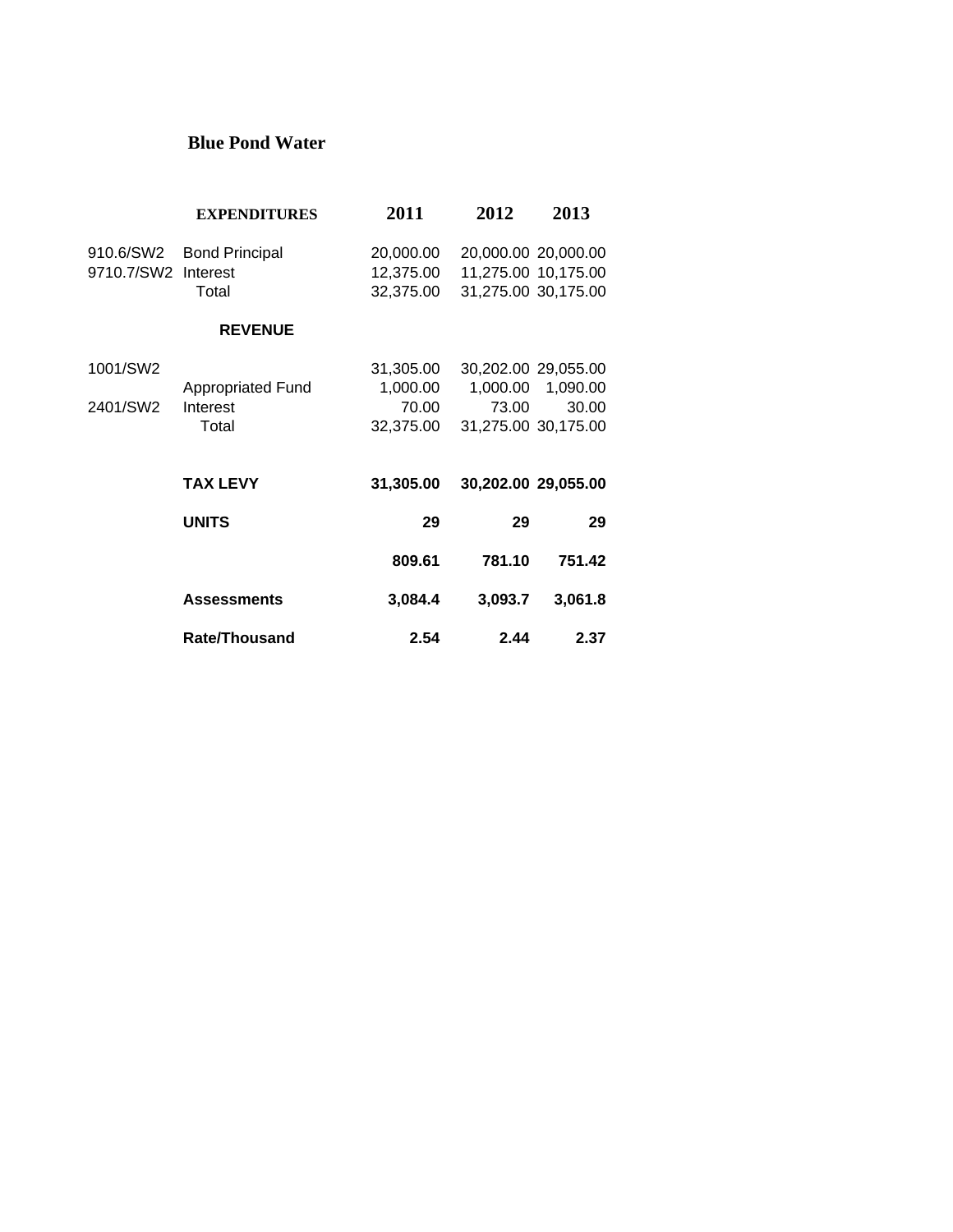# Blue Pond Water

| | EXPENDITURES | 2011 | 2012 | 2013 |
|---|---|---|---|---|
| 910.6/SW2 | Bond Principal | 20,000.00 | 20,000.00 | 20,000.00 |
| 9710.7/SW2 | Interest | 12,375.00 | 11,275.00 | 10,175.00 |
| | Total | 32,375.00 | 31,275.00 | 30,175.00 |
| | **REVENUE** | | | |
| 1001/SW2 | | 31,305.00 | 30,202.00 | 29,055.00 |
| | Appropriated Fund | 1,000.00 | 1,000.00 | 1,090.00 |
| 2401/SW2 | Interest | 70.00 | 73.00 | 30.00 |
| | Total | 32,375.00 | 31,275.00 | 30,175.00 |
| | **TAX LEVY** | **31,305.00** | **30,202.00** | **29,055.00** |
| | **UNITS** | **29** | **29** | **29** |
| | | **809.61** | **781.10** | **751.42** |
| | **Assessments** | **3,084.4** | **3,093.7** | **3,061.8** |
| | **Rate/Thousand** | **2.54** | **2.44** | **2.37** |